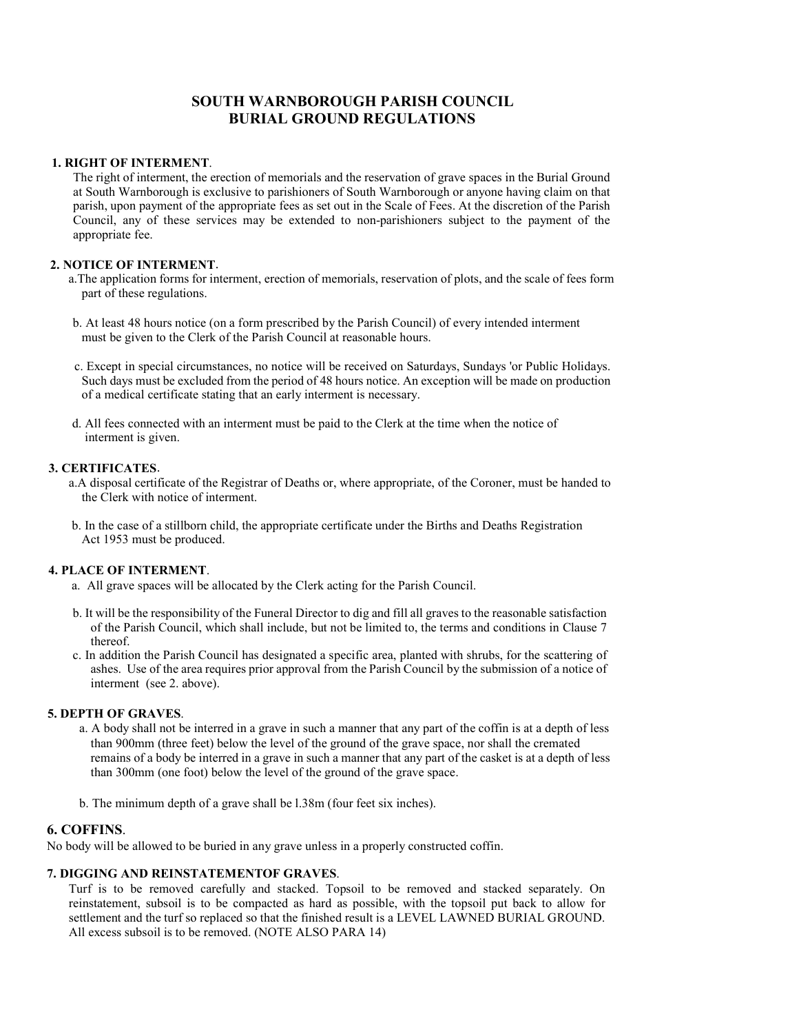# SOUTH WARNBOROUGH PARISH COUNCIL
# BURIAL GROUND REGULATIONS

**1. RIGHT OF INTERMENT**.

The right of interment, the erection of memorials and the reservation of grave spaces in the Burial Ground at South Warnborough is exclusive to parishioners of South Warnborough or anyone having claim on that parish, upon payment of the appropriate fees as set out in the Scale of Fees. At the discretion of the Parish Council, any of these services may be extended to non-parishioners subject to the payment of the appropriate fee.

**2. NOTICE OF INTERMENT**.

a.The application forms for interment, erection of memorials, reservation of plots, and the scale of fees form part of these regulations.

b. At least 48 hours notice (on a form prescribed by the Parish Council) of every intended interment must be given to the Clerk of the Parish Council at reasonable hours.

c. Except in special circumstances, no notice will be received on Saturdays, Sundays 'or Public Holidays. Such days must be excluded from the period of 48 hours notice. An exception will be made on production of a medical certificate stating that an early interment is necessary.

d. All fees connected with an interment must be paid to the Clerk at the time when the notice of interment is given.

**3. CERTIFICATES**.

a.A disposal certificate of the Registrar of Deaths or, where appropriate, of the Coroner, must be handed to the Clerk with notice of interment.

b. In the case of a stillborn child, the appropriate certificate under the Births and Deaths Registration Act 1953 must be produced.

**4. PLACE OF INTERMENT**.

a. All grave spaces will be allocated by the Clerk acting for the Parish Council.

b. It will be the responsibility of the Funeral Director to dig and fill all graves to the reasonable satisfaction of the Parish Council, which shall include, but not be limited to, the terms and conditions in Clause 7 thereof.

c. In addition the Parish Council has designated a specific area, planted with shrubs, for the scattering of ashes. Use of the area requires prior approval from the Parish Council by the submission of a notice of interment (see 2. above).

**5. DEPTH OF GRAVES**.

a. A body shall not be interred in a grave in such a manner that any part of the coffin is at a depth of less than 900mm (three feet) below the level of the ground of the grave space, nor shall the cremated remains of a body be interred in a grave in such a manner that any part of the casket is at a depth of less than 300mm (one foot) below the level of the ground of the grave space.

b. The minimum depth of a grave shall be l.38m (four feet six inches).

**6. COFFINS**.

No body will be allowed to be buried in any grave unless in a properly constructed coffin.

**7. DIGGING AND REINSTATEMENTOF GRAVES**.

Turf is to be removed carefully and stacked. Topsoil to be removed and stacked separately. On reinstatement, subsoil is to be compacted as hard as possible, with the topsoil put back to allow for settlement and the turf so replaced so that the finished result is a LEVEL LAWNED BURIAL GROUND. All excess subsoil is to be removed. (NOTE ALSO PARA 14)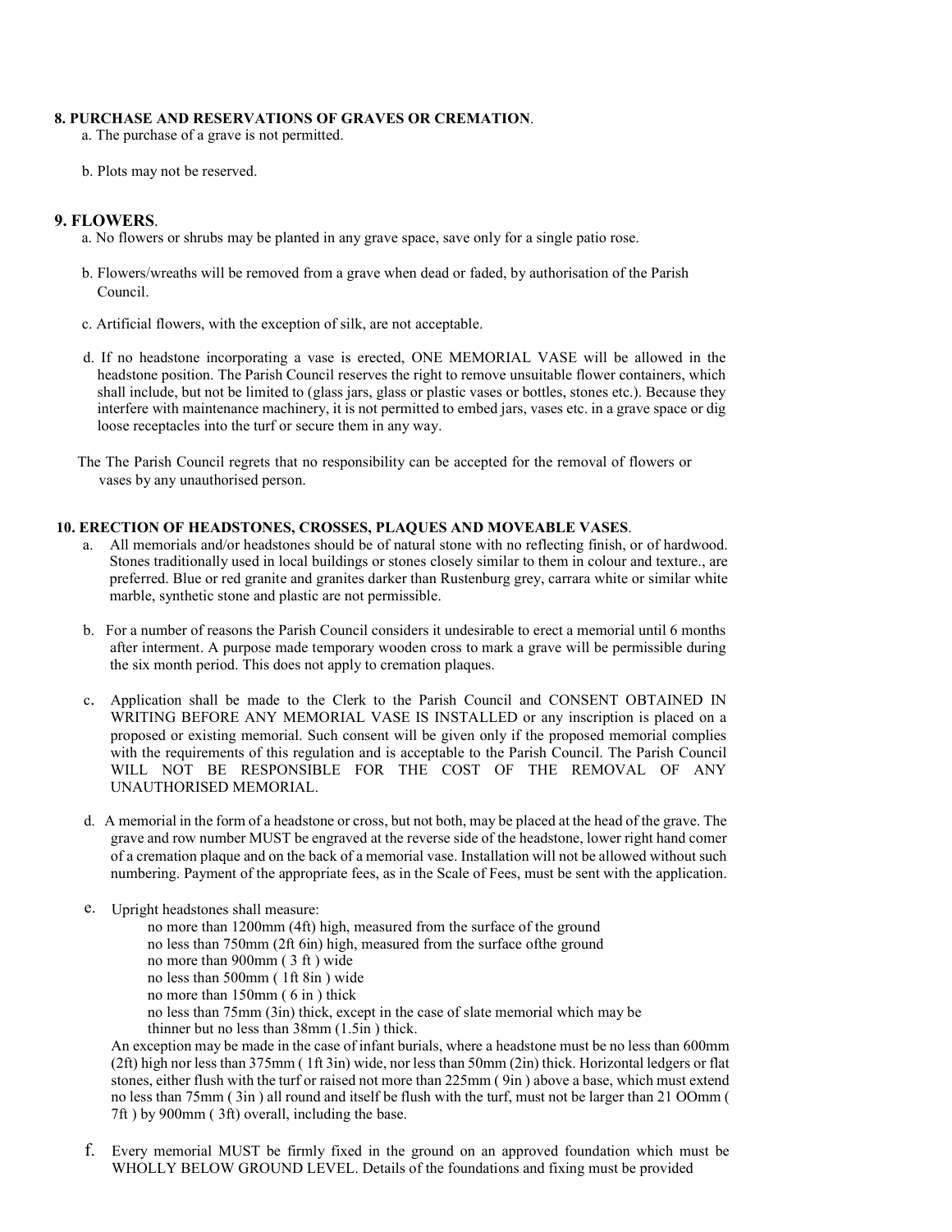**8. PURCHASE AND RESERVATIONS OF GRAVES OR CREMATION**.

a. The purchase of a grave is not permitted.

b. Plots may not be reserved.

**9. FLOWERS**.

a. No flowers or shrubs may be planted in any grave space, save only for a single patio rose.

b. Flowers/wreaths will be removed from a grave when dead or faded, by authorisation of the Parish Council.

c. Artificial flowers, with the exception of silk, are not acceptable.

d. If no headstone incorporating a vase is erected, ONE MEMORIAL VASE will be allowed in the headstone position. The Parish Council reserves the right to remove unsuitable flower containers, which shall include, but not be limited to (glass jars, glass or plastic vases or bottles, stones etc.). Because they interfere with maintenance machinery, it is not permitted to embed jars, vases etc. in a grave space or dig loose receptacles into the turf or secure them in any way.

The The Parish Council regrets that no responsibility can be accepted for the removal of flowers or vases by any unauthorised person.

**10. ERECTION OF HEADSTONES, CROSSES, PLAQUES AND MOVEABLE VASES**.

a. All memorials and/or headstones should be of natural stone with no reflecting finish, or of hardwood. Stones traditionally used in local buildings or stones closely similar to them in colour and texture., are preferred. Blue or red granite and granites darker than Rustenburg grey, carrara white or similar white marble, synthetic stone and plastic are not permissible.

b. For a number of reasons the Parish Council considers it undesirable to erect a memorial until 6 months after interment. A purpose made temporary wooden cross to mark a grave will be permissible during the six month period. This does not apply to cremation plaques.

c. Application shall be made to the Clerk to the Parish Council and CONSENT OBTAINED IN WRITING BEFORE ANY MEMORIAL VASE IS INSTALLED or any inscription is placed on a proposed or existing memorial. Such consent will be given only if the proposed memorial complies with the requirements of this regulation and is acceptable to the Parish Council. The Parish Council WILL NOT BE RESPONSIBLE FOR THE COST OF THE REMOVAL OF ANY UNAUTHORISED MEMORIAL.

d. A memorial in the form of a headstone or cross, but not both, may be placed at the head of the grave. The grave and row number MUST be engraved at the reverse side of the headstone, lower right hand comer of a cremation plaque and on the back of a memorial vase. Installation will not be allowed without such numbering. Payment of the appropriate fees, as in the Scale of Fees, must be sent with the application.

e. Upright headstones shall measure:

no more than 1200mm (4ft) high, measured from the surface of the ground
no less than 750mm (2ft 6in) high, measured from the surface ofthe ground
no more than 900mm ( 3 ft ) wide
no less than 500mm ( 1ft 8in ) wide
no more than 150mm ( 6 in ) thick
no less than 75mm (3in) thick, except in the case of slate memorial which may be thinner but no less than 38mm (1.5in ) thick.

An exception may be made in the case of infant burials, where a headstone must be no less than 600mm (2ft) high nor less than 375mm ( 1ft 3in) wide, nor less than 50mm (2in) thick. Horizontal ledgers or flat stones, either flush with the turf or raised not more than 225mm ( 9in ) above a base, which must extend no less than 75mm ( 3in ) all round and itself be flush with the turf, must not be larger than 21 OOmm ( 7ft ) by 900mm ( 3ft) overall, including the base.

f. Every memorial MUST be firmly fixed in the ground on an approved foundation which must be WHOLLY BELOW GROUND LEVEL. Details of the foundations and fixing must be provided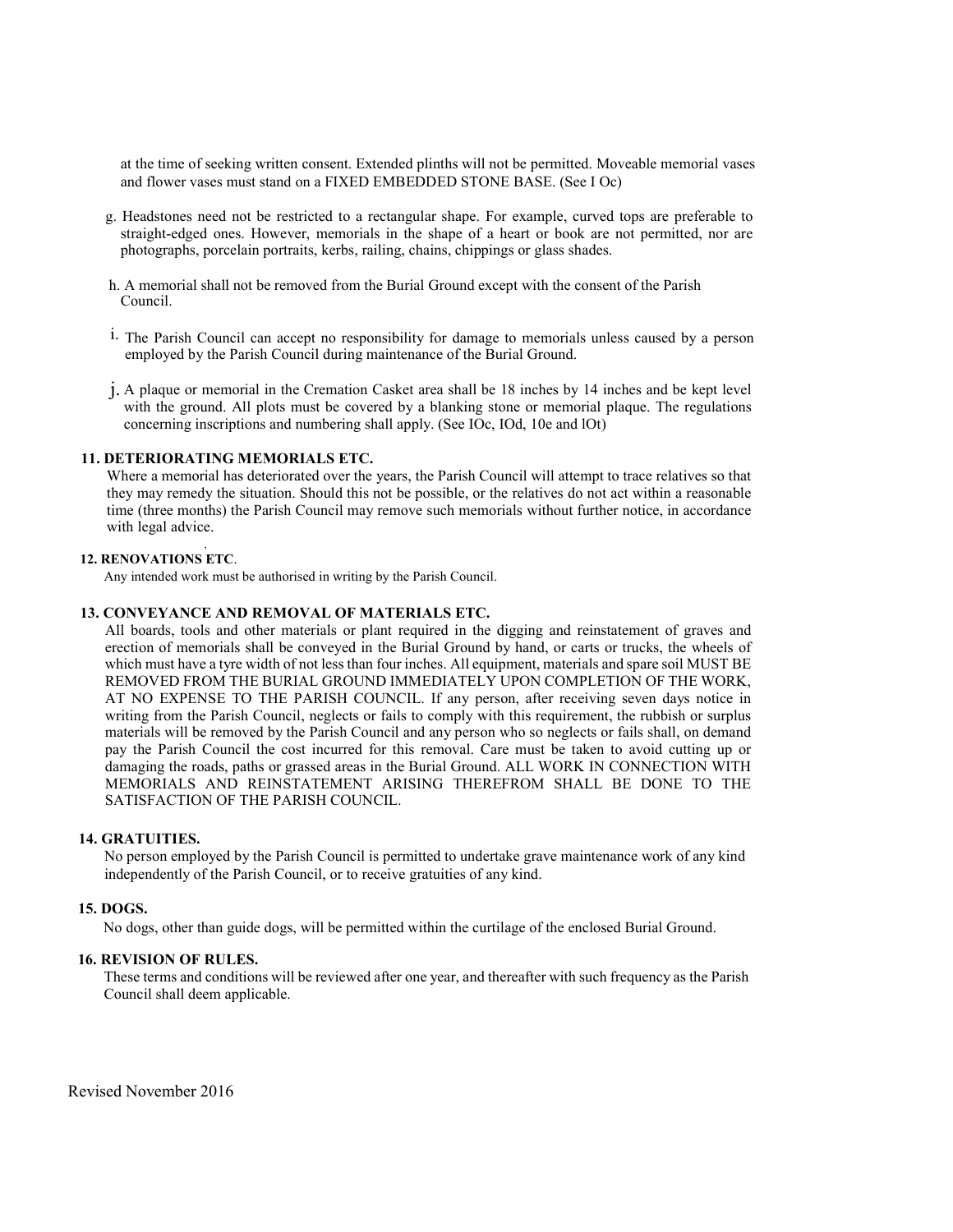at the time of seeking written consent. Extended plinths will not be permitted. Moveable memorial vases and flower vases must stand on a FIXED EMBEDDED STONE BASE. (See I Oc)

g. Headstones need not be restricted to a rectangular shape. For example, curved tops are preferable to straight-edged ones. However, memorials in the shape of a heart or book are not permitted, nor are photographs, porcelain portraits, kerbs, railing, chains, chippings or glass shades.

h. A memorial shall not be removed from the Burial Ground except with the consent of the Parish Council.

i. The Parish Council can accept no responsibility for damage to memorials unless caused by a person employed by the Parish Council during maintenance of the Burial Ground.

j. A plaque or memorial in the Cremation Casket area shall be 18 inches by 14 inches and be kept level with the ground. All plots must be covered by a blanking stone or memorial plaque. The regulations concerning inscriptions and numbering shall apply. (See IOc, IOd, 10e and lOt)

**11. DETERIORATING MEMORIALS ETC.**

Where a memorial has deteriorated over the years, the Parish Council will attempt to trace relatives so that they may remedy the situation. Should this not be possible, or the relatives do not act within a reasonable time (three months) the Parish Council may remove such memorials without further notice, in accordance with legal advice.

**12. RENOVATIONS ETC**.

Any intended work must be authorised in writing by the Parish Council.

**13. CONVEYANCE AND REMOVAL OF MATERIALS ETC.**

All boards, tools and other materials or plant required in the digging and reinstatement of graves and erection of memorials shall be conveyed in the Burial Ground by hand, or carts or trucks, the wheels of which must have a tyre width of not less than four inches. All equipment, materials and spare soil MUST BE REMOVED FROM THE BURIAL GROUND IMMEDIATELY UPON COMPLETION OF THE WORK, AT NO EXPENSE TO THE PARISH COUNCIL. If any person, after receiving seven days notice in writing from the Parish Council, neglects or fails to comply with this requirement, the rubbish or surplus materials will be removed by the Parish Council and any person who so neglects or fails shall, on demand pay the Parish Council the cost incurred for this removal. Care must be taken to avoid cutting up or damaging the roads, paths or grassed areas in the Burial Ground. ALL WORK IN CONNECTION WITH MEMORIALS AND REINSTATEMENT ARISING THEREFROM SHALL BE DONE TO THE SATISFACTION OF THE PARISH COUNCIL.

**14. GRATUITIES.**

No person employed by the Parish Council is permitted to undertake grave maintenance work of any kind independently of the Parish Council, or to receive gratuities of any kind.

**15. DOGS.**

No dogs, other than guide dogs, will be permitted within the curtilage of the enclosed Burial Ground.

**16. REVISION OF RULES.**

These terms and conditions will be reviewed after one year, and thereafter with such frequency as the Parish Council shall deem applicable.

Revised November 2016